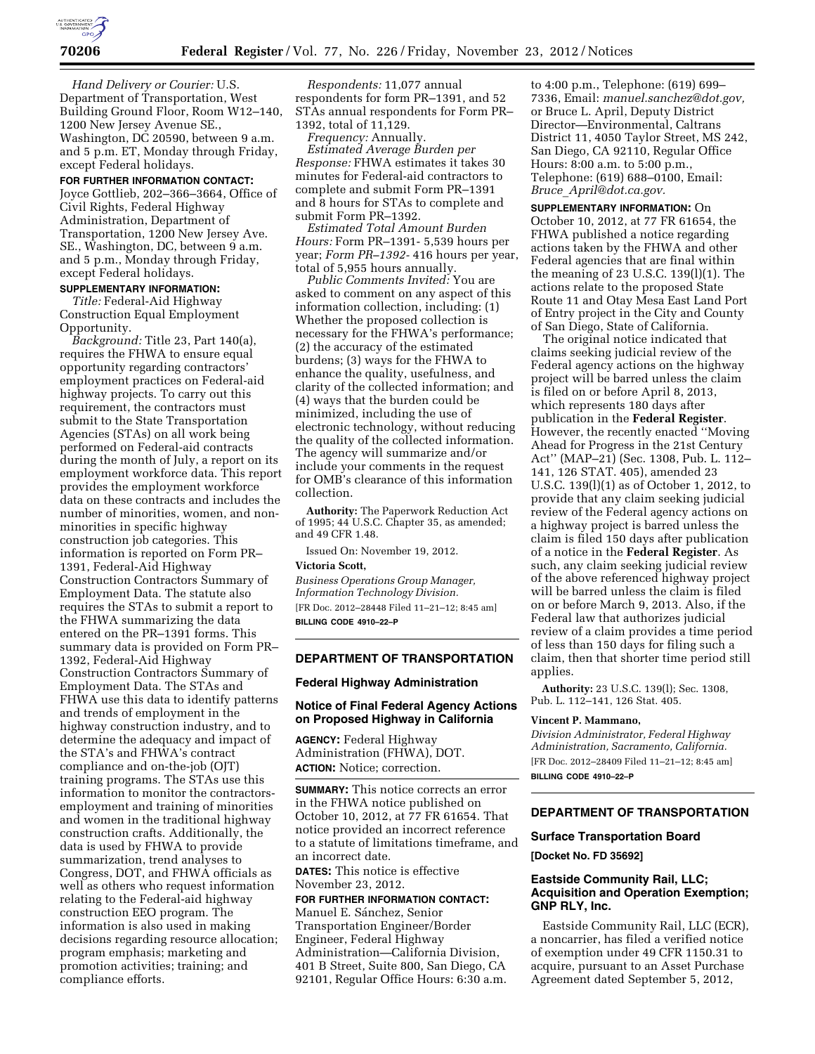*Hand Delivery or Courier:* U.S. Department of Transportation, West Building Ground Floor, Room W12–140, 1200 New Jersey Avenue SE., Washington, DC 20590, between 9 a.m. and 5 p.m. ET, Monday through Friday, except Federal holidays.

**FOR FURTHER INFORMATION CONTACT:** Joyce Gottlieb, 202–366–3664, Office of Civil Rights, Federal Highway Administration, Department of Transportation, 1200 New Jersey Ave. SE., Washington, DC, between 9 a.m. and 5 p.m., Monday through Friday, except Federal holidays.

**SUPPLEMENTARY INFORMATION:**

*Title:* Federal-Aid Highway Construction Equal Employment Opportunity.

*Background:* Title 23, Part 140(a), requires the FHWA to ensure equal opportunity regarding contractors' employment practices on Federal-aid highway projects. To carry out this requirement, the contractors must submit to the State Transportation Agencies (STAs) on all work being performed on Federal-aid contracts during the month of July, a report on its employment workforce data. This report provides the employment workforce data on these contracts and includes the number of minorities, women, and non-minorities in specific highway construction job categories. This information is reported on Form PR–1391, Federal-Aid Highway Construction Contractors Summary of Employment Data. The statute also requires the STAs to submit a report to the FHWA summarizing the data entered on the PR–1391 forms. This summary data is provided on Form PR–1392, Federal-Aid Highway Construction Contractors Summary of Employment Data. The STAs and FHWA use this data to identify patterns and trends of employment in the highway construction industry, and to determine the adequacy and impact of the STA's and FHWA's contract compliance and on-the-job (OJT) training programs. The STAs use this information to monitor the contractors-employment and training of minorities and women in the traditional highway construction crafts. Additionally, the data is used by FHWA to provide summarization, trend analyses to Congress, DOT, and FHWA officials as well as others who request information relating to the Federal-aid highway construction EEO program. The information is also used in making decisions regarding resource allocation; program emphasis; marketing and promotion activities; training; and compliance efforts.

*Respondents:* 11,077 annual respondents for form PR–1391, and 52 STAs annual respondents for Form PR–1392, total of 11,129.

*Frequency:* Annually.

*Estimated Average Burden per Response:* FHWA estimates it takes 30 minutes for Federal-aid contractors to complete and submit Form PR–1391 and 8 hours for STAs to complete and submit Form PR–1392.

*Estimated Total Amount Burden Hours:* Form PR–1391- 5,539 hours per year; *Form PR–1392-* 416 hours per year, total of 5,955 hours annually.

*Public Comments Invited:* You are asked to comment on any aspect of this information collection, including: (1) Whether the proposed collection is necessary for the FHWA's performance; (2) the accuracy of the estimated burdens; (3) ways for the FHWA to enhance the quality, usefulness, and clarity of the collected information; and (4) ways that the burden could be minimized, including the use of electronic technology, without reducing the quality of the collected information. The agency will summarize and/or include your comments in the request for OMB's clearance of this information collection.

**Authority:** The Paperwork Reduction Act of 1995; 44 U.S.C. Chapter 35, as amended; and 49 CFR 1.48.

Issued On: November 19, 2012.

**Victoria Scott,**

*Business Operations Group Manager, Information Technology Division.*

[FR Doc. 2012–28448 Filed 11–21–12; 8:45 am]

**BILLING CODE 4910–22–P**

---

## DEPARTMENT OF TRANSPORTATION

### Federal Highway Administration

### Notice of Final Federal Agency Actions on Proposed Highway in California

**AGENCY:** Federal Highway Administration (FHWA), DOT.

**ACTION:** Notice; correction.

**SUMMARY:** This notice corrects an error in the FHWA notice published on October 10, 2012, at 77 FR 61654. That notice provided an incorrect reference to a statute of limitations timeframe, and an incorrect date.

**DATES:** This notice is effective November 23, 2012.

**FOR FURTHER INFORMATION CONTACT:** Manuel E. Sánchez, Senior Transportation Engineer/Border Engineer, Federal Highway Administration—California Division, 401 B Street, Suite 800, San Diego, CA 92101, Regular Office Hours: 6:30 a.m. to 4:00 p.m., Telephone: (619) 699–7336, Email: *manuel.sanchez@dot.gov,* or Bruce L. April, Deputy District Director—Environmental, Caltrans District 11, 4050 Taylor Street, MS 242, San Diego, CA 92110, Regular Office Hours: 8:00 a.m. to 5:00 p.m., Telephone: (619) 688–0100, Email: *Bruce_April@dot.ca.gov.*

**SUPPLEMENTARY INFORMATION:** On October 10, 2012, at 77 FR 61654, the FHWA published a notice regarding actions taken by the FHWA and other Federal agencies that are final within the meaning of 23 U.S.C. 139(l)(1). The actions relate to the proposed State Route 11 and Otay Mesa East Land Port of Entry project in the City and County of San Diego, State of California.

The original notice indicated that claims seeking judicial review of the Federal agency actions on the highway project will be barred unless the claim is filed on or before April 8, 2013, which represents 180 days after publication in the **Federal Register**. However, the recently enacted ''Moving Ahead for Progress in the 21st Century Act'' (MAP–21) (Sec. 1308, Pub. L. 112–141, 126 STAT. 405), amended 23 U.S.C. 139(l)(1) as of October 1, 2012, to provide that any claim seeking judicial review of the Federal agency actions on a highway project is barred unless the claim is filed 150 days after publication of a notice in the **Federal Register**. As such, any claim seeking judicial review of the above referenced highway project will be barred unless the claim is filed on or before March 9, 2013. Also, if the Federal law that authorizes judicial review of a claim provides a time period of less than 150 days for filing such a claim, then that shorter time period still applies.

**Authority:** 23 U.S.C. 139(l); Sec. 1308, Pub. L. 112–141, 126 Stat. 405.

**Vincent P. Mammano,**

*Division Administrator, Federal Highway Administration, Sacramento, California.*

[FR Doc. 2012–28409 Filed 11–21–12; 8:45 am]

**BILLING CODE 4910–22–P**

---

## DEPARTMENT OF TRANSPORTATION

### Surface Transportation Board

**[Docket No. FD 35692]**

### Eastside Community Rail, LLC; Acquisition and Operation Exemption; GNP RLY, Inc.

Eastside Community Rail, LLC (ECR), a noncarrier, has filed a verified notice of exemption under 49 CFR 1150.31 to acquire, pursuant to an Asset Purchase Agreement dated September 5, 2012,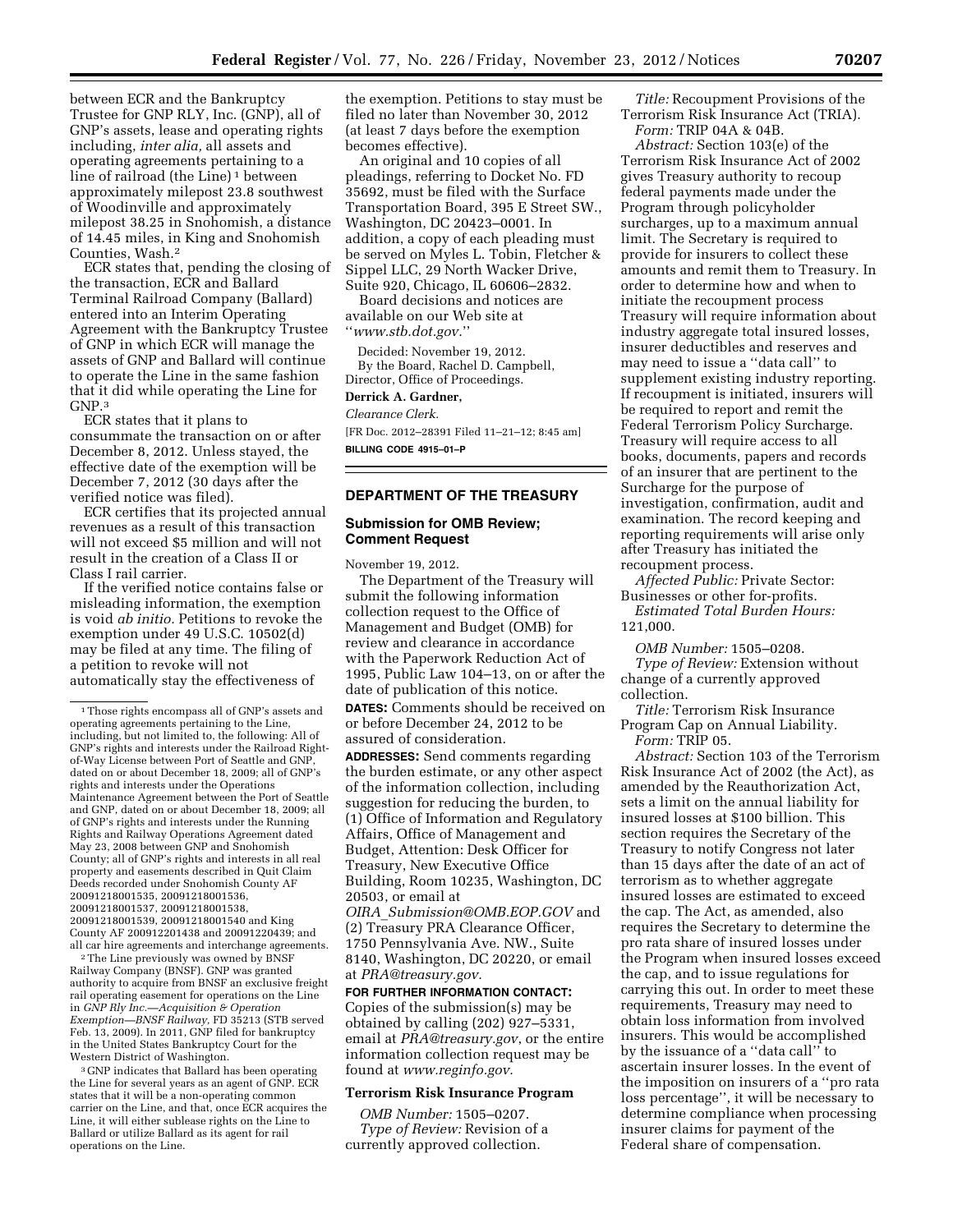between ECR and the Bankruptcy Trustee for GNP RLY, Inc. (GNP), all of GNP's assets, lease and operating rights including, *inter alia,* all assets and operating agreements pertaining to a line of railroad (the Line) [1] between approximately milepost 23.8 southwest of Woodinville and approximately milepost 38.25 in Snohomish, a distance of 14.45 miles, in King and Snohomish Counties, Wash.[2]

ECR states that, pending the closing of the transaction, ECR and Ballard Terminal Railroad Company (Ballard) entered into an Interim Operating Agreement with the Bankruptcy Trustee of GNP in which ECR will manage the assets of GNP and Ballard will continue to operate the Line in the same fashion that it did while operating the Line for GNP.[3]

ECR states that it plans to consummate the transaction on or after December 8, 2012. Unless stayed, the effective date of the exemption will be December 7, 2012 (30 days after the verified notice was filed).

ECR certifies that its projected annual revenues as a result of this transaction will not exceed $5 million and will not result in the creation of a Class II or Class I rail carrier.

If the verified notice contains false or misleading information, the exemption is void *ab initio.* Petitions to revoke the exemption under 49 U.S.C. 10502(d) may be filed at any time. The filing of a petition to revoke will not automatically stay the effectiveness of the exemption. Petitions to stay must be filed no later than November 30, 2012 (at least 7 days before the exemption becomes effective).

An original and 10 copies of all pleadings, referring to Docket No. FD 35692, must be filed with the Surface Transportation Board, 395 E Street SW., Washington, DC 20423–0001. In addition, a copy of each pleading must be served on Myles L. Tobin, Fletcher & Sippel LLC, 29 North Wacker Drive, Suite 920, Chicago, IL 60606–2832.

Board decisions and notices are available on our Web site at ''*www.stb.dot.gov.*''

Decided: November 19, 2012.

By the Board, Rachel D. Campbell, Director, Office of Proceedings.

**Derrick A. Gardner,**

*Clearance Clerk.*

[FR Doc. 2012–28391 Filed 11–21–12; 8:45 am]

**BILLING CODE 4915–01–P**

[1] Those rights encompass all of GNP's assets and operating agreements pertaining to the Line, including, but not limited to, the following: All of GNP's rights and interests under the Railroad Right-of-Way License between Port of Seattle and GNP, dated on or about December 18, 2009; all of GNP's rights and interests under the Operations Maintenance Agreement between the Port of Seattle and GNP, dated on or about December 18, 2009; all of GNP's rights and interests under the Running Rights and Railway Operations Agreement dated May 23, 2008 between GNP and Snohomish County; all of GNP's rights and interests in all real property and easements described in Quit Claim Deeds recorded under Snohomish County AF 20091218001535, 20091218001536, 20091218001537, 20091218001538, 20091218001539, 20091218001540 and King County AF 200912201438 and 20091220439; and all car hire agreements and interchange agreements.

[2] The Line previously was owned by BNSF Railway Company (BNSF). GNP was granted authority to acquire from BNSF an exclusive freight rail operating easement for operations on the Line in *GNP Rly Inc.—Acquisition & Operation Exemption—BNSF Railway,* FD 35213 (STB served Feb. 13, 2009). In 2011, GNP filed for bankruptcy in the United States Bankruptcy Court for the Western District of Washington.

[3] GNP indicates that Ballard has been operating the Line for several years as an agent of GNP. ECR states that it will be a non-operating common carrier on the Line, and that, once ECR acquires the Line, it will either sublease rights on the Line to Ballard or utilize Ballard as its agent for rail operations on the Line.

## DEPARTMENT OF THE TREASURY

### Submission for OMB Review; Comment Request

November 19, 2012.

The Department of the Treasury will submit the following information collection request to the Office of Management and Budget (OMB) for review and clearance in accordance with the Paperwork Reduction Act of 1995, Public Law 104–13, on or after the date of publication of this notice.

**DATES:** Comments should be received on or before December 24, 2012 to be assured of consideration.

**ADDRESSES:** Send comments regarding the burden estimate, or any other aspect of the information collection, including suggestion for reducing the burden, to (1) Office of Information and Regulatory Affairs, Office of Management and Budget, Attention: Desk Officer for Treasury, New Executive Office Building, Room 10235, Washington, DC 20503, or email at *OIRA_Submission@OMB.EOP.GOV* and (2) Treasury PRA Clearance Officer, 1750 Pennsylvania Ave. NW., Suite 8140, Washington, DC 20220, or email at *PRA@treasury.gov.*

**FOR FURTHER INFORMATION CONTACT:** Copies of the submission(s) may be obtained by calling (202) 927–5331, email at *PRA@treasury.gov*, or the entire information collection request may be found at *www.reginfo.gov.*

### Terrorism Risk Insurance Program

*OMB Number:* 1505–0207.

*Type of Review:* Revision of a currently approved collection.

*Title:* Recoupment Provisions of the Terrorism Risk Insurance Act (TRIA).

*Form:* TRIP 04A & 04B.

*Abstract:* Section 103(e) of the Terrorism Risk Insurance Act of 2002 gives Treasury authority to recoup federal payments made under the Program through policyholder surcharges, up to a maximum annual limit. The Secretary is required to provide for insurers to collect these amounts and remit them to Treasury. In order to determine how and when to initiate the recoupment process Treasury will require information about industry aggregate total insured losses, insurer deductibles and reserves and may need to issue a ''data call'' to supplement existing industry reporting. If recoupment is initiated, insurers will be required to report and remit the Federal Terrorism Policy Surcharge. Treasury will require access to all books, documents, papers and records of an insurer that are pertinent to the Surcharge for the purpose of investigation, confirmation, audit and examination. The record keeping and reporting requirements will arise only after Treasury has initiated the recoupment process.

*Affected Public:* Private Sector: Businesses or other for-profits.

*Estimated Total Burden Hours:* 121,000.

*OMB Number:* 1505–0208.

*Type of Review:* Extension without change of a currently approved collection.

*Title:* Terrorism Risk Insurance Program Cap on Annual Liability.

*Form:* TRIP 05.

*Abstract:* Section 103 of the Terrorism Risk Insurance Act of 2002 (the Act), as amended by the Reauthorization Act, sets a limit on the annual liability for insured losses at $100 billion. This section requires the Secretary of the Treasury to notify Congress not later than 15 days after the date of an act of terrorism as to whether aggregate insured losses are estimated to exceed the cap. The Act, as amended, also requires the Secretary to determine the pro rata share of insured losses under the Program when insured losses exceed the cap, and to issue regulations for carrying this out. In order to meet these requirements, Treasury may need to obtain loss information from involved insurers. This would be accomplished by the issuance of a ''data call'' to ascertain insurer losses. In the event of the imposition on insurers of a ''pro rata loss percentage'', it will be necessary to determine compliance when processing insurer claims for payment of the Federal share of compensation.